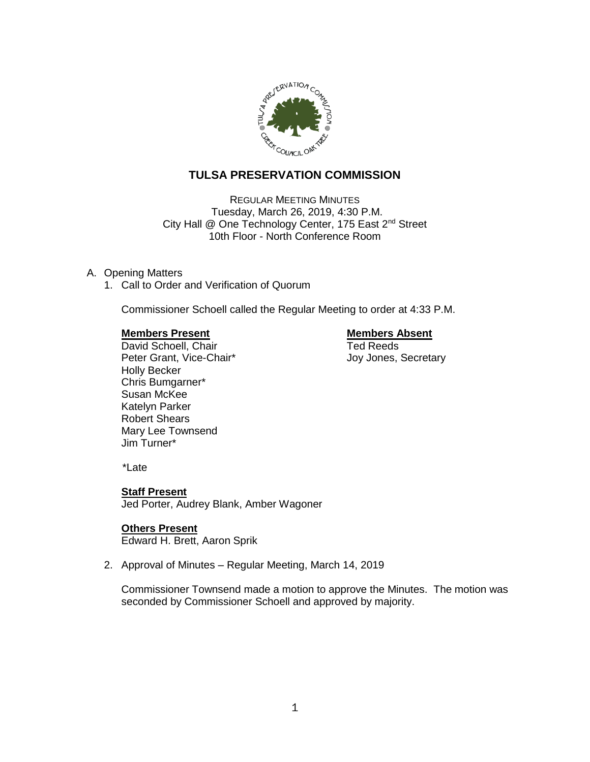# TULSA PRESERVATION COMMISSION

REGULAR MEETING MINUTES
Tuesday, March 26, 2019, 4:30 P.M.
City Hall @ One Technology Center, 175 East 2nd Street
10th Floor - North Conference Room

A. Opening Matters

1. Call to Order and Verification of Quorum

   Commissioner Schoell called the Regular Meeting to order at 4:33 P.M.

   **Members Present**
   David Schoell, Chair
   Peter Grant, Vice-Chair*
   Holly Becker
   Chris Bumgarner*
   Susan McKee
   Katelyn Parker
   Robert Shears
   Mary Lee Townsend
   Jim Turner*

   **Members Absent**
   Ted Reeds
   Joy Jones, Secretary

   *Late

   **Staff Present**
   Jed Porter, Audrey Blank, Amber Wagoner

   **Others Present**
   Edward H. Brett, Aaron Sprik

2. Approval of Minutes – Regular Meeting, March 14, 2019

   Commissioner Townsend made a motion to approve the Minutes. The motion was seconded by Commissioner Schoell and approved by majority.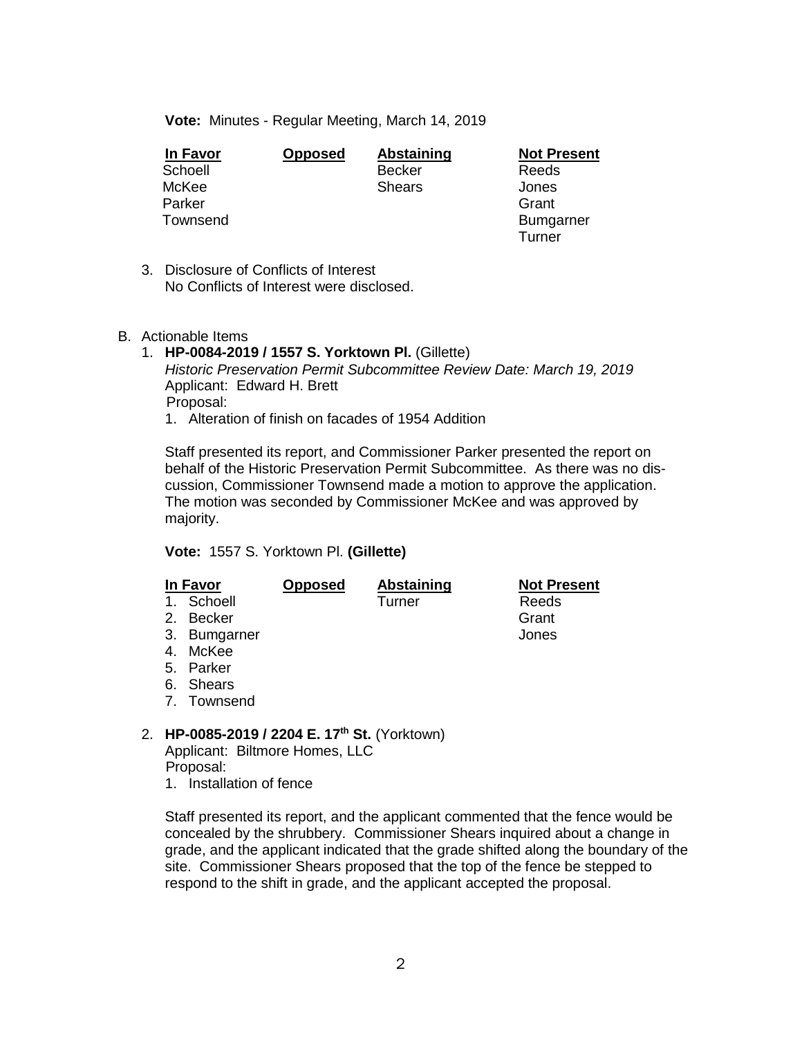**Vote:** Minutes - Regular Meeting, March 14, 2019

| In Favor | Opposed | Abstaining | Not Present |
|---|---|---|---|
| Schoell | | Becker | Reeds |
| McKee | | Shears | Jones |
| Parker | | | Grant |
| Townsend | | | Bumgarner |
| | | | Turner |

3. Disclosure of Conflicts of Interest
   No Conflicts of Interest were disclosed.

B. Actionable Items

1. **HP-0084-2019 / 1557 S. Yorktown Pl.** (Gillette)
   *Historic Preservation Permit Subcommittee Review Date: March 19, 2019*
   Applicant: Edward H. Brett
   Proposal:
   1. Alteration of finish on facades of 1954 Addition

   Staff presented its report, and Commissioner Parker presented the report on behalf of the Historic Preservation Permit Subcommittee. As there was no discussion, Commissioner Townsend made a motion to approve the application. The motion was seconded by Commissioner McKee and was approved by majority.

   **Vote:** 1557 S. Yorktown Pl. **(Gillette)**

   | In Favor | Opposed | Abstaining | Not Present |
   |---|---|---|---|
   | 1. Schoell | | Turner | Reeds |
   | 2. Becker | | | Grant |
   | 3. Bumgarner | | | Jones |
   | 4. McKee | | | |
   | 5. Parker | | | |
   | 6. Shears | | | |
   | 7. Townsend | | | |

2. **HP-0085-2019 / 2204 E. 17th St.** (Yorktown)
   Applicant: Biltmore Homes, LLC
   Proposal:
   1. Installation of fence

   Staff presented its report, and the applicant commented that the fence would be concealed by the shrubbery. Commissioner Shears inquired about a change in grade, and the applicant indicated that the grade shifted along the boundary of the site. Commissioner Shears proposed that the top of the fence be stepped to respond to the shift in grade, and the applicant accepted the proposal.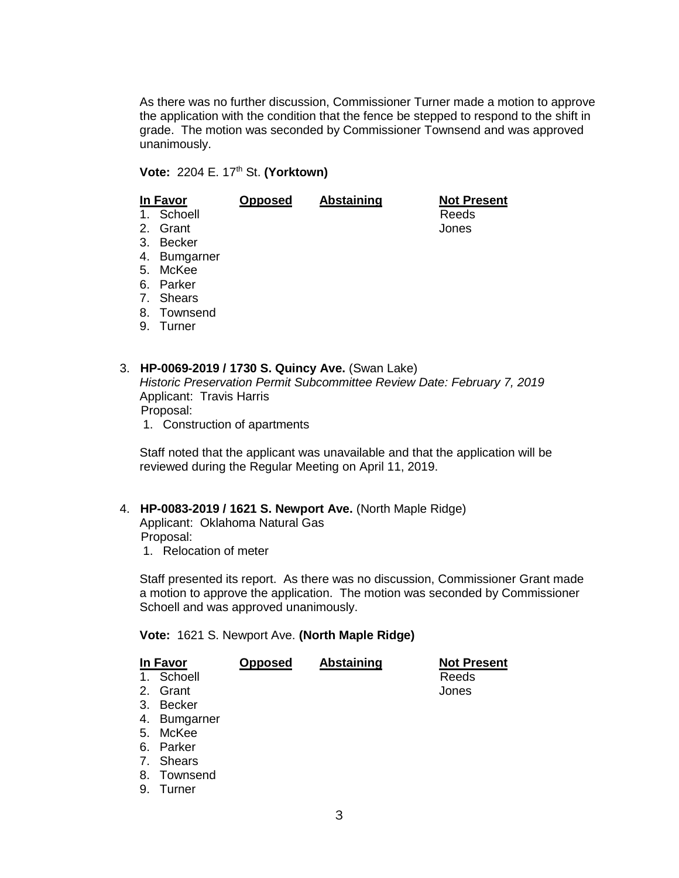As there was no further discussion, Commissioner Turner made a motion to approve the application with the condition that the fence be stepped to respond to the shift in grade. The motion was seconded by Commissioner Townsend and was approved unanimously.

**Vote:** 2204 E. 17th St. **(Yorktown)**

| In Favor | Opposed | Abstaining | Not Present |
|---|---|---|---|
| 1. Schoell | | | Reeds |
| 2. Grant | | | Jones |
| 3. Becker | | | |
| 4. Bumgarner | | | |
| 5. McKee | | | |
| 6. Parker | | | |
| 7. Shears | | | |
| 8. Townsend | | | |
| 9. Turner | | | |

3. **HP-0069-2019 / 1730 S. Quincy Ave.** (Swan Lake)
   *Historic Preservation Permit Subcommittee Review Date: February 7, 2019*
   Applicant: Travis Harris
   Proposal:
   1. Construction of apartments

   Staff noted that the applicant was unavailable and that the application will be reviewed during the Regular Meeting on April 11, 2019.

4. **HP-0083-2019 / 1621 S. Newport Ave.** (North Maple Ridge)
   Applicant: Oklahoma Natural Gas
   Proposal:
   1. Relocation of meter

   Staff presented its report. As there was no discussion, Commissioner Grant made a motion to approve the application. The motion was seconded by Commissioner Schoell and was approved unanimously.

**Vote:** 1621 S. Newport Ave. **(North Maple Ridge)**

| In Favor | Opposed | Abstaining | Not Present |
|---|---|---|---|
| 1. Schoell | | | Reeds |
| 2. Grant | | | Jones |
| 3. Becker | | | |
| 4. Bumgarner | | | |
| 5. McKee | | | |
| 6. Parker | | | |
| 7. Shears | | | |
| 8. Townsend | | | |
| 9. Turner | | | |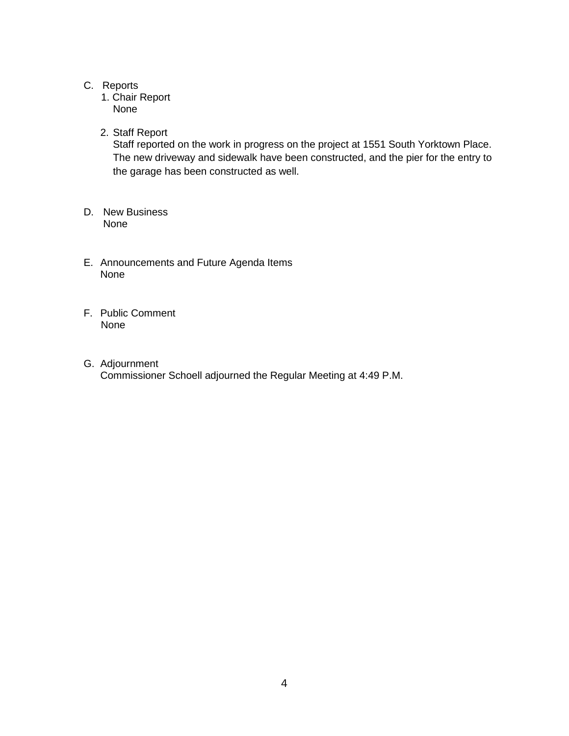C. Reports

1. Chair Report
   None

2. Staff Report
   Staff reported on the work in progress on the project at 1551 South Yorktown Place. The new driveway and sidewalk have been constructed, and the pier for the entry to the garage has been constructed as well.

D. New Business
   None

E. Announcements and Future Agenda Items
   None

F. Public Comment
   None

G. Adjournment
   Commissioner Schoell adjourned the Regular Meeting at 4:49 P.M.